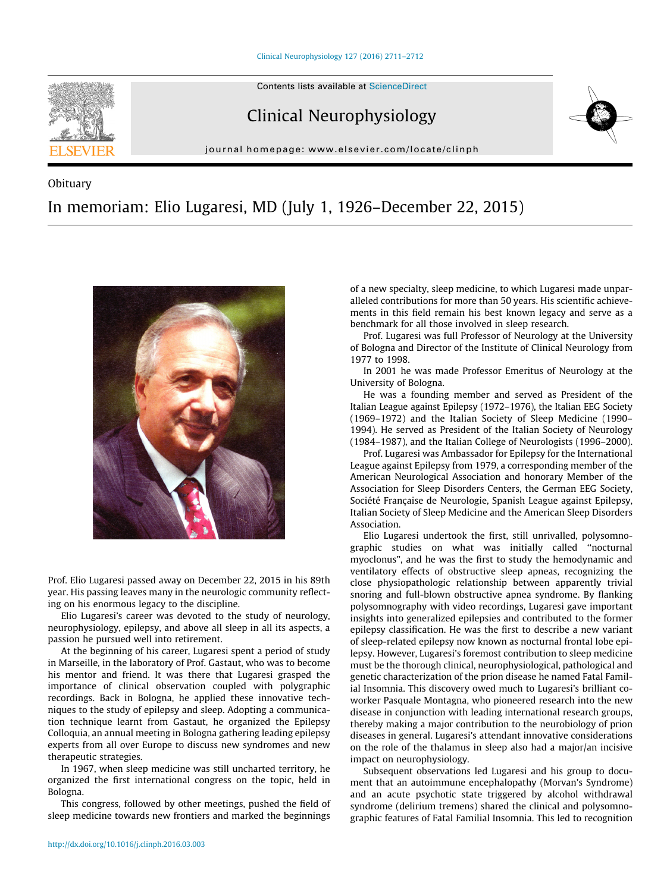Obituary

# In memoriam: Elio Lugaresi, MD (July 1, 1926–December 22, 2015)

Prof. Elio Lugaresi passed away on December 22, 2015 in his 89th year. His passing leaves many in the neurologic community reflecting on his enormous legacy to the discipline.

Elio Lugaresi's career was devoted to the study of neurology, neurophysiology, epilepsy, and above all sleep in all its aspects, a passion he pursued well into retirement.

At the beginning of his career, Lugaresi spent a period of study in Marseille, in the laboratory of Prof. Gastaut, who was to become his mentor and friend. It was there that Lugaresi grasped the importance of clinical observation coupled with polygraphic recordings. Back in Bologna, he applied these innovative techniques to the study of epilepsy and sleep. Adopting a communication technique learnt from Gastaut, he organized the Epilepsy Colloquia, an annual meeting in Bologna gathering leading epilepsy experts from all over Europe to discuss new syndromes and new therapeutic strategies.

In 1967, when sleep medicine was still uncharted territory, he organized the first international congress on the topic, held in Bologna.

This congress, followed by other meetings, pushed the field of sleep medicine towards new frontiers and marked the beginnings of a new specialty, sleep medicine, to which Lugaresi made unparalleled contributions for more than 50 years. His scientific achievements in this field remain his best known legacy and serve as a benchmark for all those involved in sleep research.

Prof. Lugaresi was full Professor of Neurology at the University of Bologna and Director of the Institute of Clinical Neurology from 1977 to 1998.

In 2001 he was made Professor Emeritus of Neurology at the University of Bologna.

He was a founding member and served as President of the Italian League against Epilepsy (1972–1976), the Italian EEG Society (1969–1972) and the Italian Society of Sleep Medicine (1990–1994). He served as President of the Italian Society of Neurology (1984–1987), and the Italian College of Neurologists (1996–2000).

Prof. Lugaresi was Ambassador for Epilepsy for the International League against Epilepsy from 1979, a corresponding member of the American Neurological Association and honorary Member of the Association for Sleep Disorders Centers, the German EEG Society, Société Française de Neurologie, Spanish League against Epilepsy, Italian Society of Sleep Medicine and the American Sleep Disorders Association.

Elio Lugaresi undertook the first, still unrivalled, polysomnographic studies on what was initially called "nocturnal myoclonus", and he was the first to study the hemodynamic and ventilatory effects of obstructive sleep apneas, recognizing the close physiopathologic relationship between apparently trivial snoring and full-blown obstructive apnea syndrome. By flanking polysomnography with video recordings, Lugaresi gave important insights into generalized epilepsies and contributed to the former epilepsy classification. He was the first to describe a new variant of sleep-related epilepsy now known as nocturnal frontal lobe epilepsy. However, Lugaresi's foremost contribution to sleep medicine must be the thorough clinical, neurophysiological, pathological and genetic characterization of the prion disease he named Fatal Familial Insomnia. This discovery owed much to Lugaresi's brilliant coworker Pasquale Montagna, who pioneered research into the new disease in conjunction with leading international research groups, thereby making a major contribution to the neurobiology of prion diseases in general. Lugaresi's attendant innovative considerations on the role of the thalamus in sleep also had a major/an incisive impact on neurophysiology.

Subsequent observations led Lugaresi and his group to document that an autoimmune encephalopathy (Morvan's Syndrome) and an acute psychotic state triggered by alcohol withdrawal syndrome (delirium tremens) shared the clinical and polysomnographic features of Fatal Familial Insomnia. This led to recognition

http://dx.doi.org/10.1016/j.clinph.2016.03.003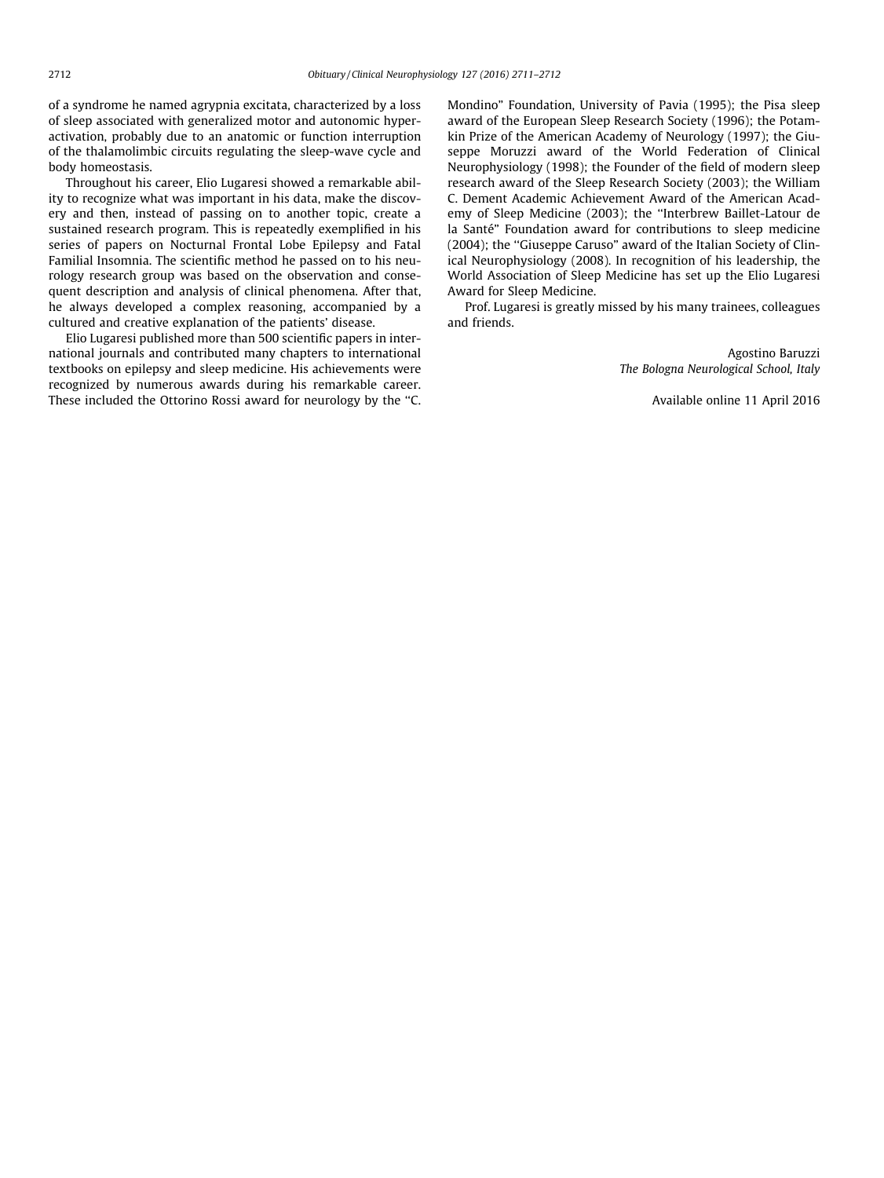of a syndrome he named agrypnia excitata, characterized by a loss of sleep associated with generalized motor and autonomic hyperactivation, probably due to an anatomic or function interruption of the thalamolimbic circuits regulating the sleep-wave cycle and body homeostasis.

Throughout his career, Elio Lugaresi showed a remarkable ability to recognize what was important in his data, make the discovery and then, instead of passing on to another topic, create a sustained research program. This is repeatedly exemplified in his series of papers on Nocturnal Frontal Lobe Epilepsy and Fatal Familial Insomnia. The scientific method he passed on to his neurology research group was based on the observation and consequent description and analysis of clinical phenomena. After that, he always developed a complex reasoning, accompanied by a cultured and creative explanation of the patients' disease.

Elio Lugaresi published more than 500 scientific papers in international journals and contributed many chapters to international textbooks on epilepsy and sleep medicine. His achievements were recognized by numerous awards during his remarkable career. These included the Ottorino Rossi award for neurology by the "C. Mondino" Foundation, University of Pavia (1995); the Pisa sleep award of the European Sleep Research Society (1996); the Potamkin Prize of the American Academy of Neurology (1997); the Giuseppe Moruzzi award of the World Federation of Clinical Neurophysiology (1998); the Founder of the field of modern sleep research award of the Sleep Research Society (2003); the William C. Dement Academic Achievement Award of the American Academy of Sleep Medicine (2003); the "Interbrew Baillet-Latour de la Santé" Foundation award for contributions to sleep medicine (2004); the "Giuseppe Caruso" award of the Italian Society of Clinical Neurophysiology (2008). In recognition of his leadership, the World Association of Sleep Medicine has set up the Elio Lugaresi Award for Sleep Medicine.

Prof. Lugaresi is greatly missed by his many trainees, colleagues and friends.

Agostino Baruzzi
*The Bologna Neurological School, Italy*

Available online 11 April 2016